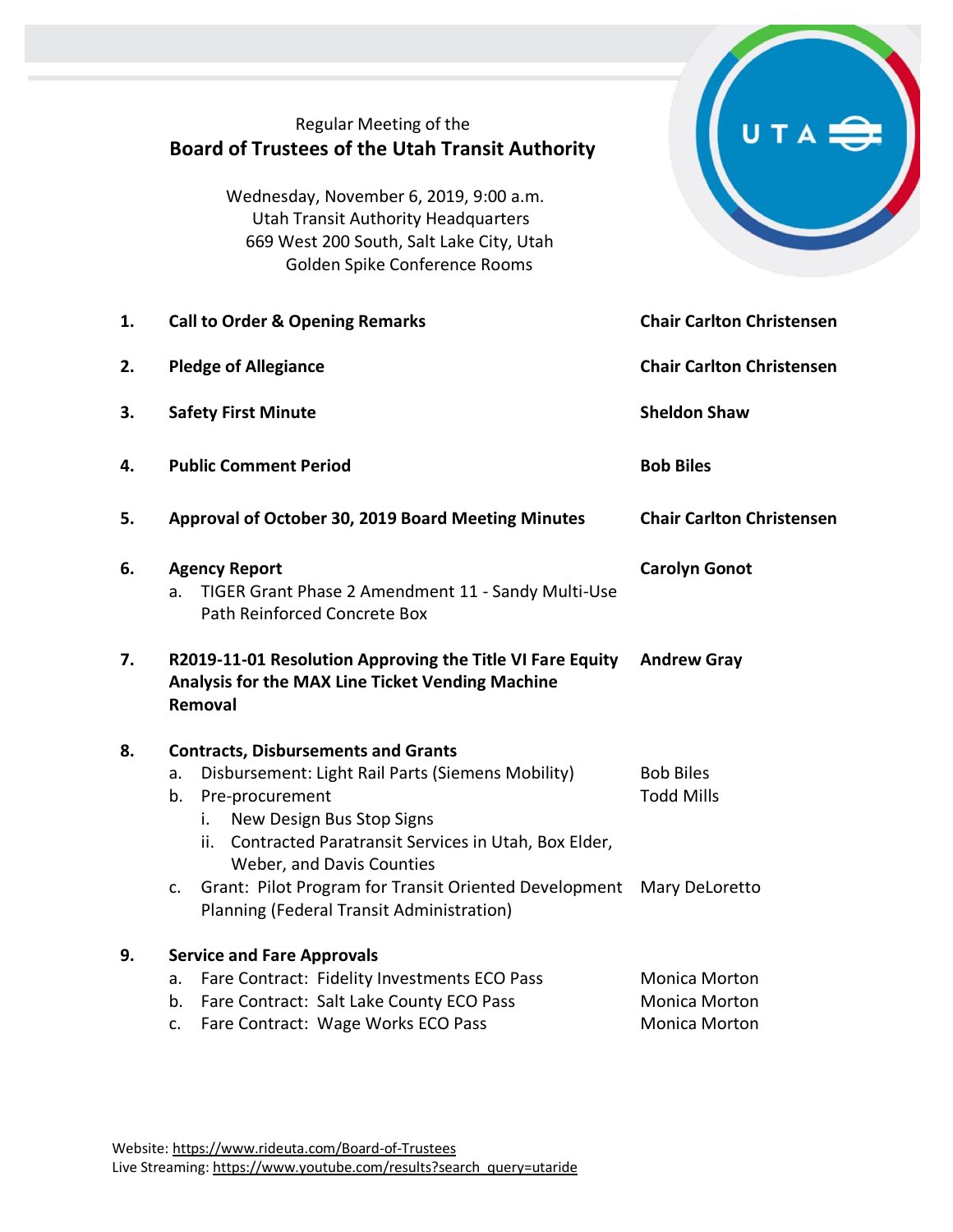Regular Meeting of the

# Board of Trustees of the Utah Transit Authority

Wednesday, November 6, 2019, 9:00 a.m.
Utah Transit Authority Headquarters
669 West 200 South, Salt Lake City, Utah
Golden Spike Conference Rooms

| | Agenda Item | Presenter |
|---|---|---|
| **1.** | **Call to Order & Opening Remarks** | **Chair Carlton Christensen** |
| **2.** | **Pledge of Allegiance** | **Chair Carlton Christensen** |
| **3.** | **Safety First Minute** | **Sheldon Shaw** |
| **4.** | **Public Comment Period** | **Bob Biles** |
| **5.** | **Approval of October 30, 2019 Board Meeting Minutes** | **Chair Carlton Christensen** |
| **6.** | **Agency Report**<br>a. TIGER Grant Phase 2 Amendment 11 - Sandy Multi-Use Path Reinforced Concrete Box | **Carolyn Gonot** |
| **7.** | **R2019-11-01 Resolution Approving the Title VI Fare Equity Analysis for the MAX Line Ticket Vending Machine Removal** | **Andrew Gray** |
| **8.** | **Contracts, Disbursements and Grants** | |
| | a. Disbursement: Light Rail Parts (Siemens Mobility) | Bob Biles |
| | b. Pre-procurement<br>i. New Design Bus Stop Signs<br>ii. Contracted Paratransit Services in Utah, Box Elder, Weber, and Davis Counties | Todd Mills |
| | c. Grant: Pilot Program for Transit Oriented Development Planning (Federal Transit Administration) | Mary DeLoretto |
| **9.** | **Service and Fare Approvals** | |
| | a. Fare Contract: Fidelity Investments ECO Pass | Monica Morton |
| | b. Fare Contract: Salt Lake County ECO Pass | Monica Morton |
| | c. Fare Contract: Wage Works ECO Pass | Monica Morton |

Website: https://www.rideuta.com/Board-of-Trustees
Live Streaming: https://www.youtube.com/results?search_query=utaride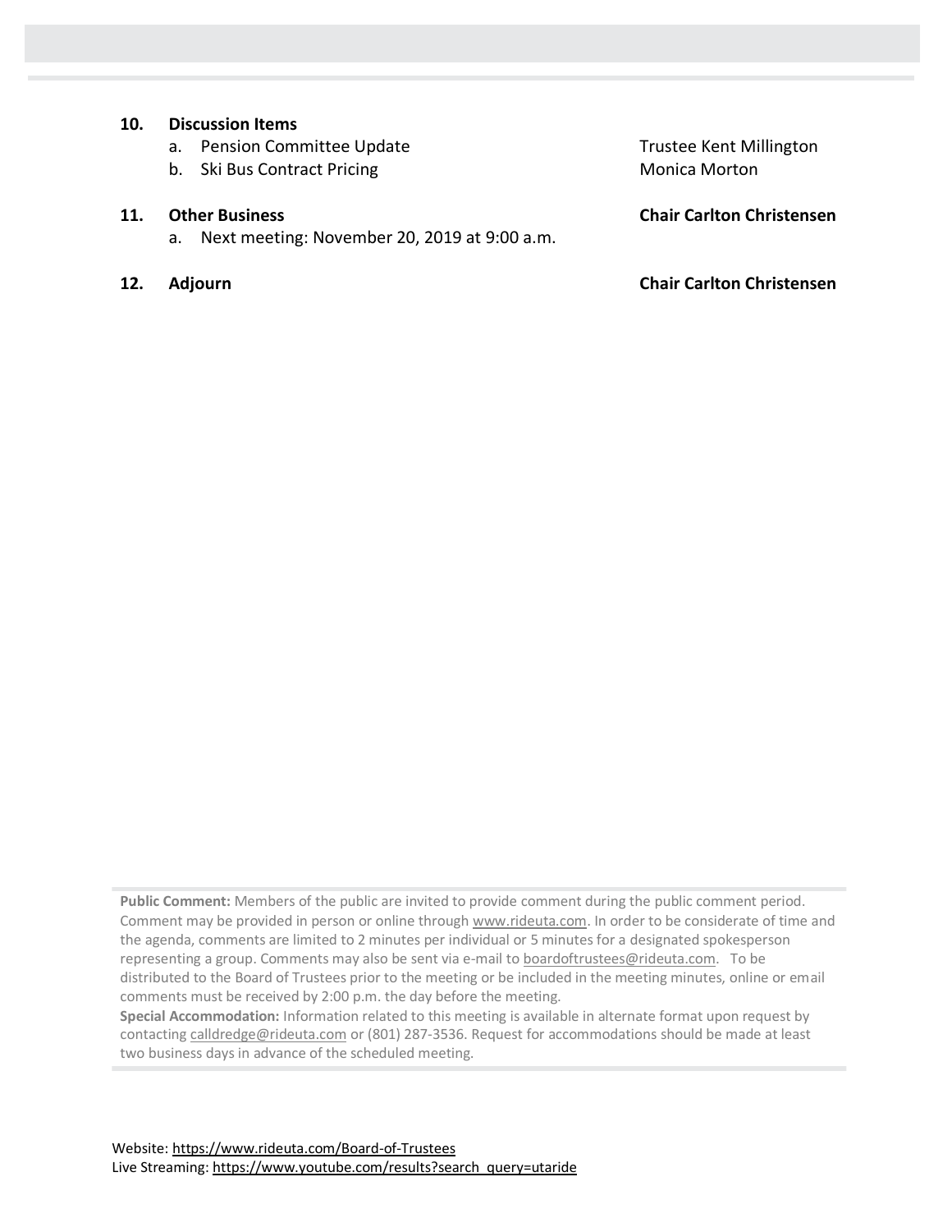**10. Discussion Items**

a. Pension Committee Update — Trustee Kent Millington

b. Ski Bus Contract Pricing — Monica Morton

**11. Other Business** — **Chair Carlton Christensen**

a. Next meeting: November 20, 2019 at 9:00 a.m.

**12. Adjourn** — **Chair Carlton Christensen**

**Public Comment:** Members of the public are invited to provide comment during the public comment period. Comment may be provided in person or online through www.rideuta.com. In order to be considerate of time and the agenda, comments are limited to 2 minutes per individual or 5 minutes for a designated spokesperson representing a group. Comments may also be sent via e-mail to boardoftrustees@rideuta.com. To be distributed to the Board of Trustees prior to the meeting or be included in the meeting minutes, online or email comments must be received by 2:00 p.m. the day before the meeting.

**Special Accommodation:** Information related to this meeting is available in alternate format upon request by contacting calldredge@rideuta.com or (801) 287-3536. Request for accommodations should be made at least two business days in advance of the scheduled meeting.

Website: https://www.rideuta.com/Board-of-Trustees

Live Streaming: https://www.youtube.com/results?search_query=utaride